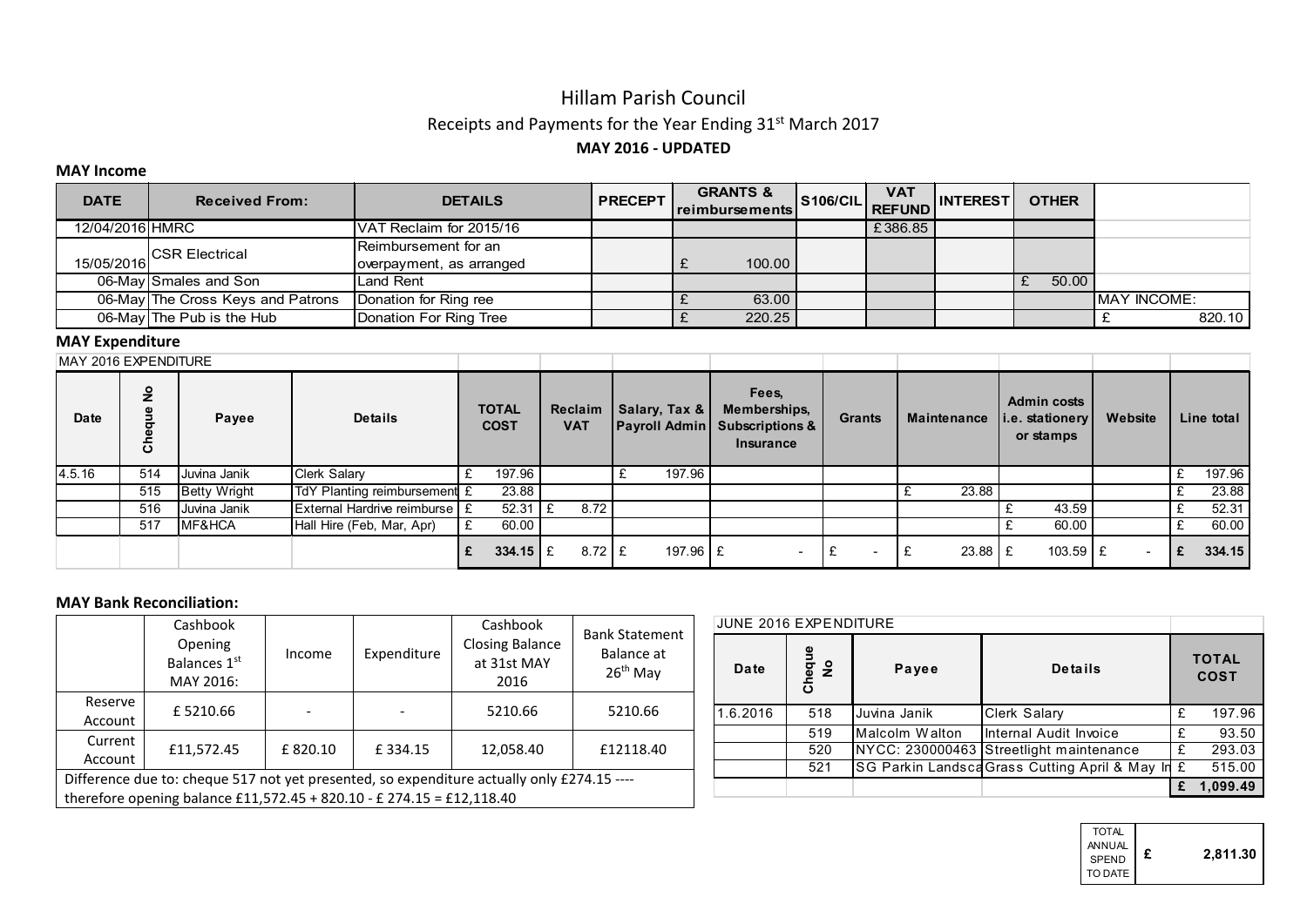# Hillam Parish Council

## Receipts and Payments for the Year Ending 31st March 2017

**MAY 2016 - UPDATED**

### MAY Income

| DATE | Received From: | DETAILS | PRECEPT | GRANTS & reimbursements | S106/CIL | VAT REFUND | INTEREST | OTHER | |
|---|---|---|---|---|---|---|---|---|---|
| 12/04/2016 | HMRC | VAT Reclaim for 2015/16 | | | | £386.85 | | | |
| 15/05/2016 | CSR Electrical | Reimbursement for an overpayment, as arranged | | £ 100.00 | | | | | |
| 06-May | Smales and Son | Land Rent | | | | | | £ 50.00 | |
| 06-May | The Cross Keys and Patrons | Donation for Ring ree | | £ 63.00 | | | | | MAY INCOME: |
| 06-May | The Pub is the Hub | Donation For Ring Tree | | £ 220.25 | | | | | £ 820.10 |

### MAY Expenditure

MAY 2016 EXPENDITURE

| Date | Cheque No | Payee | Details | TOTAL COST | Reclaim VAT | Salary, Tax & Payroll Admin | Fees, Memberships, Subscriptions & Insurance | Grants | Maintenance | Admin costs i.e. stationery or stamps | Website | Line total |
|---|---|---|---|---|---|---|---|---|---|---|---|---|
| 4.5.16 | 514 | Juvina Janik | Clerk Salary | £ 197.96 | | £ 197.96 | | | | | | £ 197.96 |
| | 515 | Betty Wright | TdY Planting reimbursement | £ 23.88 | | | | | £ 23.88 | | | £ 23.88 |
| | 516 | Juvina Janik | External Hardrive reimburse | £ 52.31 | £ 8.72 | | | | | £ 43.59 | | £ 52.31 |
| | 517 | MF&HCA | Hall Hire (Feb, Mar, Apr) | £ 60.00 | | | | | | £ 60.00 | | £ 60.00 |
| | | | | **£ 334.15** | £ 8.72 | £ 197.96 | £ - | £ - | £ 23.88 | £ 103.59 | £ - | **£ 334.15** |

### MAY Bank Reconciliation:

| | Cashbook Opening Balances 1st MAY 2016: | Income | Expenditure | Cashbook Closing Balance at 31st MAY 2016 | Bank Statement Balance at 26th May |
|---|---|---|---|---|---|
| Reserve Account | £ 5210.66 | - | - | 5210.66 | 5210.66 |
| Current Account | £11,572.45 | £ 820.10 | £ 334.15 | 12,058.40 | £12118.40 |

Difference due to: cheque 517 not yet presented, so expenditure actually only £274.15 ---- therefore opening balance £11,572.45 + 820.10 - £ 274.15 = £12,118.40

JUNE 2016 EXPENDITURE

| Date | Cheque No | Payee | Details | TOTAL COST |
|---|---|---|---|---|
| 1.6.2016 | 518 | Juvina Janik | Clerk Salary | £ 197.96 |
| | 519 | Malcolm Walton | Internal Audit Invoice | £ 93.50 |
| | 520 | NYCC: 230000463 | Streetlight maintenance | £ 293.03 |
| | 521 | SG Parkin Landsca | Grass Cutting April & May In | £ 515.00 |
| | | | | **£ 1,099.49** |

| TOTAL ANNUAL SPEND TO DATE | **£ 2,811.30** |
|---|---|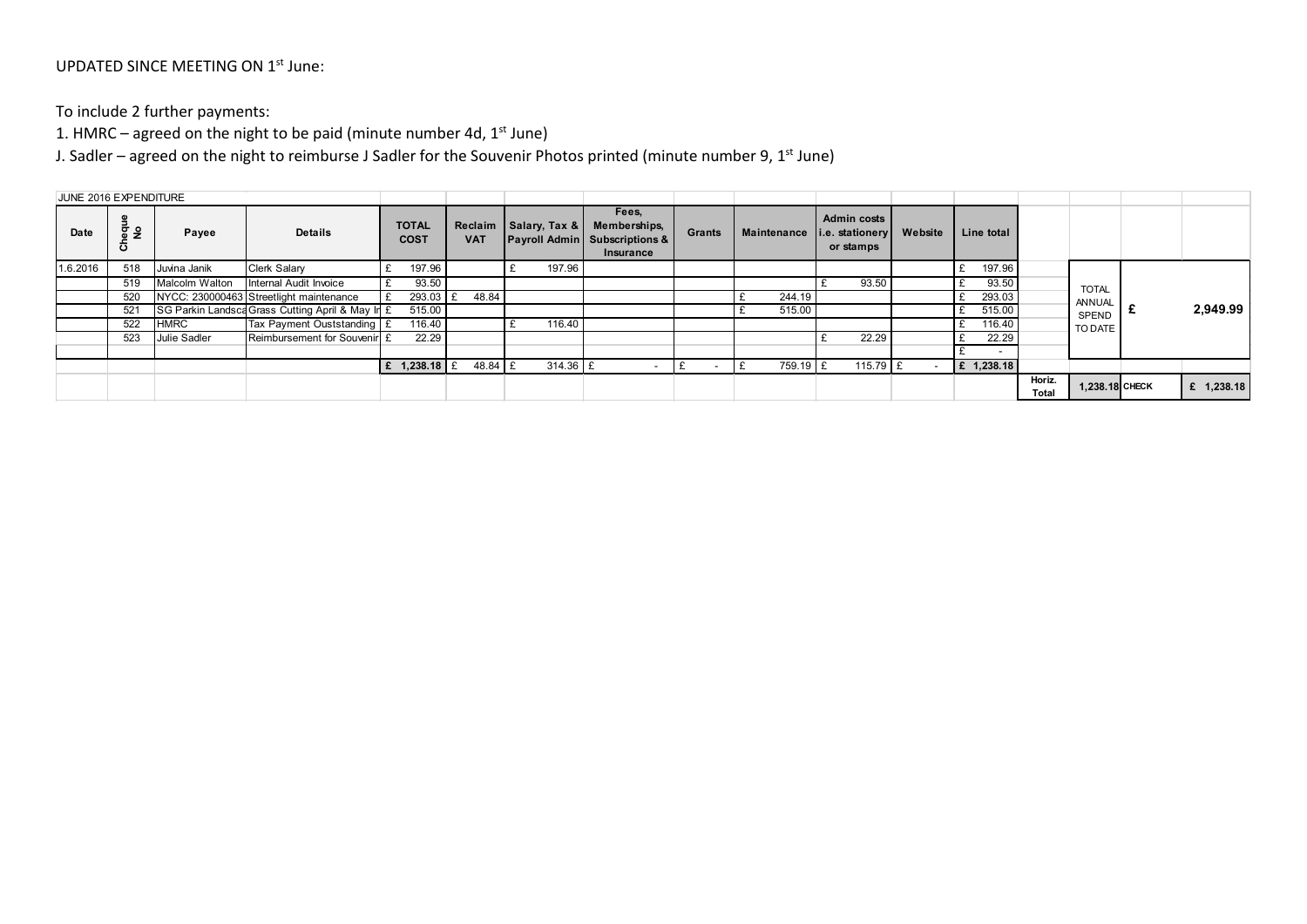UPDATED SINCE MEETING ON 1st June:

To include 2 further payments:

1. HMRC – agreed on the night to be paid (minute number 4d, 1st June)

J. Sadler – agreed on the night to reimburse J Sadler for the Souvenir Photos printed (minute number 9, 1st June)

| JUNE 2016 EXPENDITURE | | | | | | | | | | | | | | | | |
|---|---|---|---|---|---|---|---|---|---|---|---|---|---|---|---|---|
| Date | Cheque No | Payee | Details | TOTAL COST | Reclaim VAT | Salary, Tax & Payroll Admin | Fees, Memberships, Subscriptions & Insurance | Grants | Maintenance | Admin costs i.e. stationery or stamps | Website | Line total | | | | |
| 1.6.2016 | 518 | Juvina Janik | Clerk Salary | £ 197.96 | | £ 197.96 | | | | | | £ 197.96 | | TOTAL ANNUAL SPEND TO DATE | £ | 2,949.99 |
| | 519 | Malcolm Walton | Internal Audit Invoice | £ 93.50 | | | | | | £ 93.50 | | £ 93.50 | | | | |
| | 520 | NYCC: 230000463 | Streetlight maintenance | £ 293.03 | £ 48.84 | | | | £ 244.19 | | | £ 293.03 | | | | |
| | 521 | SG Parkin Landsca | Grass Cutting April & May Ir | £ 515.00 | | | | | £ 515.00 | | | £ 515.00 | | | | |
| | 522 | HMRC | Tax Payment Ouststanding | £ 116.40 | | £ 116.40 | | | | | | £ 116.40 | | | | |
| | 523 | Julie Sadler | Reimbursement for Souvenir | £ 22.29 | | | | | | £ 22.29 | | £ 22.29 | | | | |
| | | | | | | | | | | | | £ - | | | | |
| | | | | £ 1,238.18 | £ 48.84 | £ 314.36 | £ - | £ - | £ 759.19 | £ 115.79 | £ - | £ 1,238.18 | | | | |
| | | | | | | | | | | | | | Horiz. Total | 1,238.18 | CHECK | £ 1,238.18 |